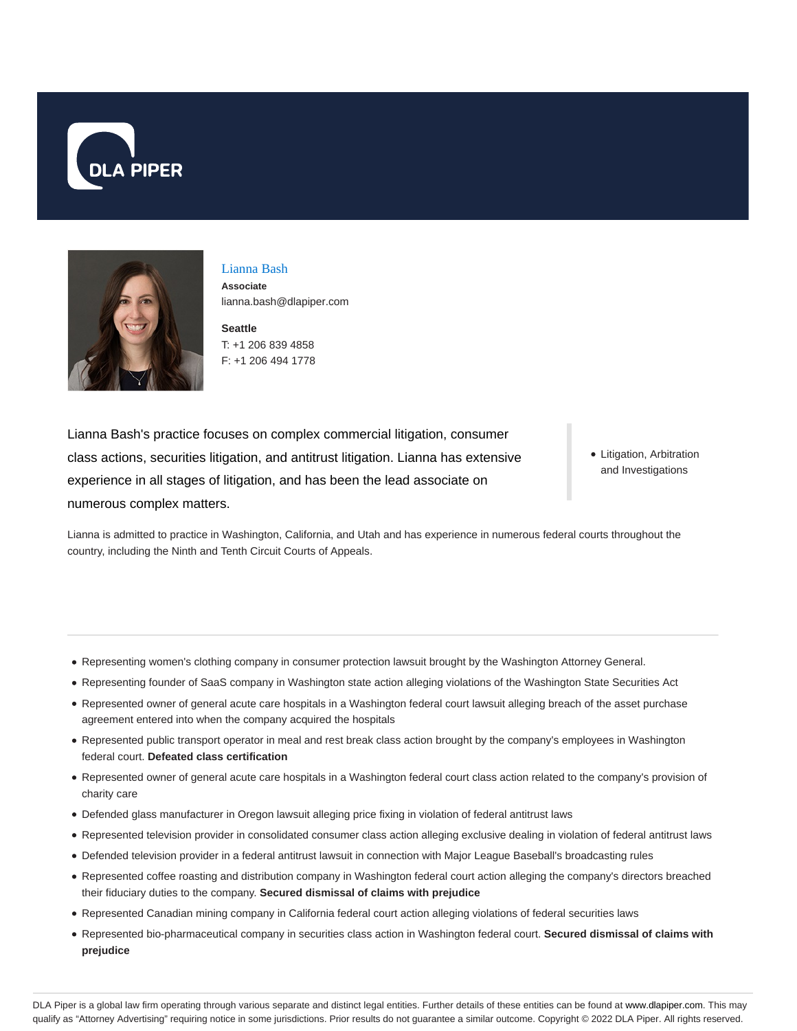DLA PIPER

# Lianna Bash

**Associate**
lianna.bash@dlapiper.com

**Seattle**
T: +1 206 839 4858
F: +1 206 494 1778

Lianna Bash's practice focuses on complex commercial litigation, consumer class actions, securities litigation, and antitrust litigation. Lianna has extensive experience in all stages of litigation, and has been the lead associate on numerous complex matters.

- Litigation, Arbitration and Investigations

Lianna is admitted to practice in Washington, California, and Utah and has experience in numerous federal courts throughout the country, including the Ninth and Tenth Circuit Courts of Appeals.

- Representing women's clothing company in consumer protection lawsuit brought by the Washington Attorney General.
- Representing founder of SaaS company in Washington state action alleging violations of the Washington State Securities Act
- Represented owner of general acute care hospitals in a Washington federal court lawsuit alleging breach of the asset purchase agreement entered into when the company acquired the hospitals
- Represented public transport operator in meal and rest break class action brought by the company's employees in Washington federal court. **Defeated class certification**
- Represented owner of general acute care hospitals in a Washington federal court class action related to the company's provision of charity care
- Defended glass manufacturer in Oregon lawsuit alleging price fixing in violation of federal antitrust laws
- Represented television provider in consolidated consumer class action alleging exclusive dealing in violation of federal antitrust laws
- Defended television provider in a federal antitrust lawsuit in connection with Major League Baseball's broadcasting rules
- Represented coffee roasting and distribution company in Washington federal court action alleging the company's directors breached their fiduciary duties to the company. **Secured dismissal of claims with prejudice**
- Represented Canadian mining company in California federal court action alleging violations of federal securities laws
- Represented bio-pharmaceutical company in securities class action in Washington federal court. **Secured dismissal of claims with prejudice**

DLA Piper is a global law firm operating through various separate and distinct legal entities. Further details of these entities can be found at www.dlapiper.com. This may qualify as "Attorney Advertising" requiring notice in some jurisdictions. Prior results do not guarantee a similar outcome. Copyright © 2022 DLA Piper. All rights reserved.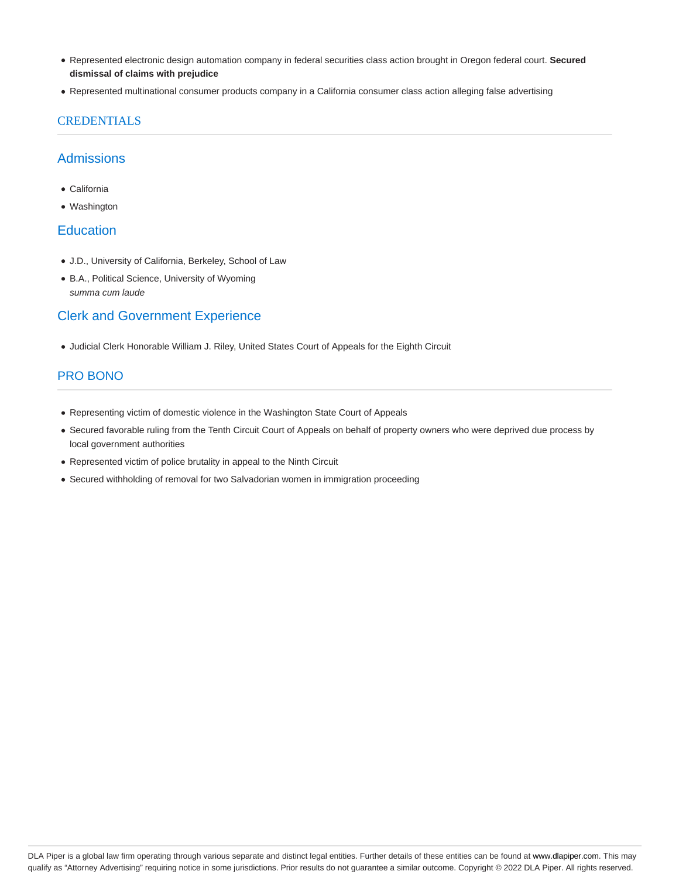- Represented electronic design automation company in federal securities class action brought in Oregon federal court. **Secured dismissal of claims with prejudice**
- Represented multinational consumer products company in a California consumer class action alleging false advertising

## CREDENTIALS

### Admissions

- California
- Washington

### Education

- J.D., University of California, Berkeley, School of Law
- B.A., Political Science, University of Wyoming
  *summa cum laude*

### Clerk and Government Experience

- Judicial Clerk Honorable William J. Riley, United States Court of Appeals for the Eighth Circuit

## PRO BONO

- Representing victim of domestic violence in the Washington State Court of Appeals
- Secured favorable ruling from the Tenth Circuit Court of Appeals on behalf of property owners who were deprived due process by local government authorities
- Represented victim of police brutality in appeal to the Ninth Circuit
- Secured withholding of removal for two Salvadorian women in immigration proceeding

DLA Piper is a global law firm operating through various separate and distinct legal entities. Further details of these entities can be found at www.dlapiper.com. This may qualify as "Attorney Advertising" requiring notice in some jurisdictions. Prior results do not guarantee a similar outcome. Copyright © 2022 DLA Piper. All rights reserved.